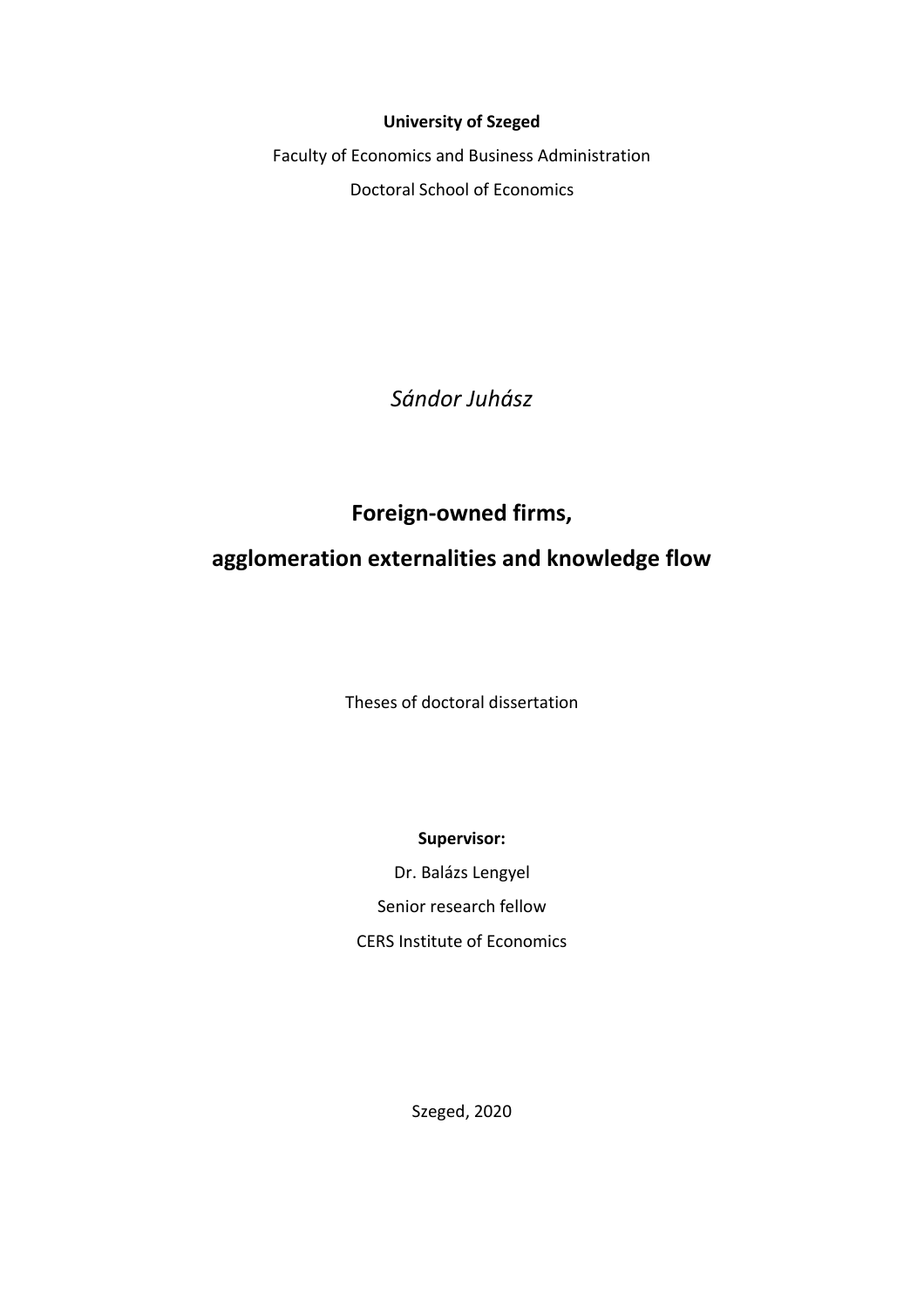**University of Szeged**

Faculty of Economics and Business Administration

Doctoral School of Economics

*Sándor Juhász*

# Foreign-owned firms, agglomeration externalities and knowledge flow

Theses of doctoral dissertation

**Supervisor:**

Dr. Balázs Lengyel

Senior research fellow

CERS Institute of Economics

Szeged, 2020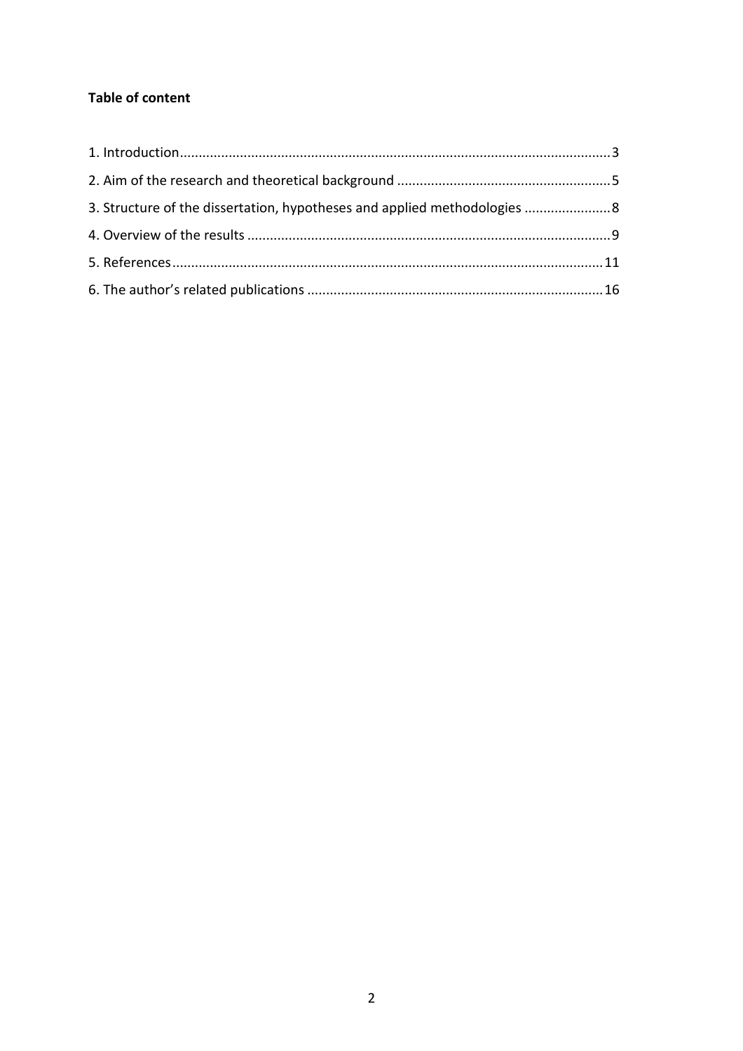**Table of content**

1. Introduction .......... 3
2. Aim of the research and theoretical background .......... 5
3. Structure of the dissertation, hypotheses and applied methodologies .......... 8
4. Overview of the results .......... 9
5. References .......... 11
6. The author's related publications .......... 16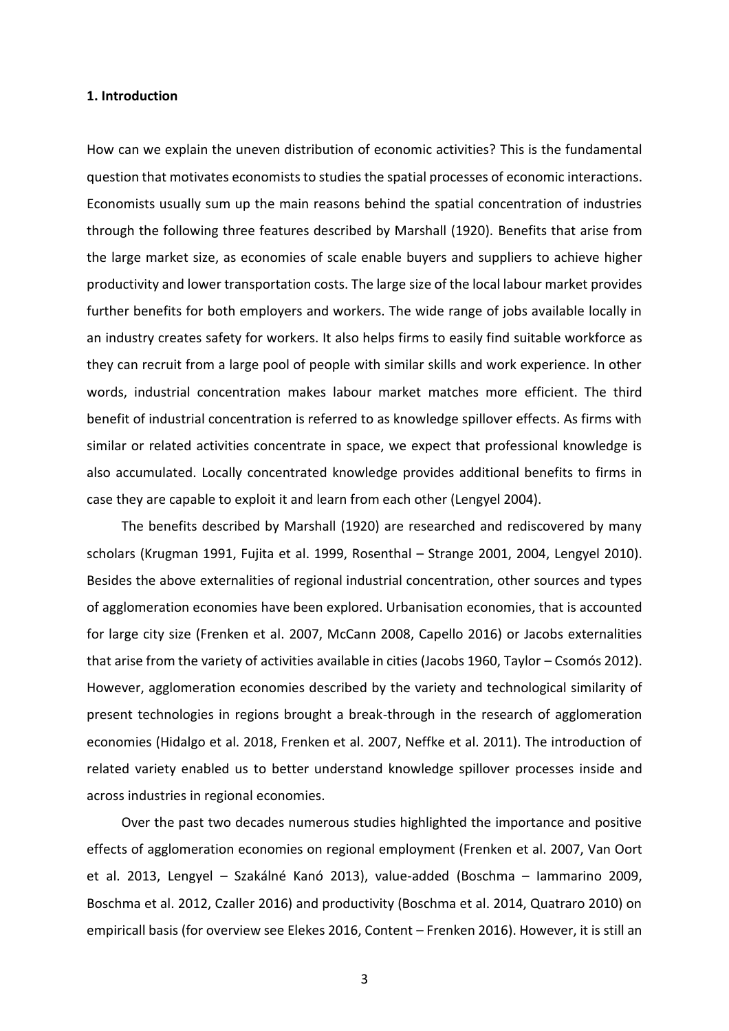**1. Introduction**

How can we explain the uneven distribution of economic activities? This is the fundamental question that motivates economists to studies the spatial processes of economic interactions. Economists usually sum up the main reasons behind the spatial concentration of industries through the following three features described by Marshall (1920). Benefits that arise from the large market size, as economies of scale enable buyers and suppliers to achieve higher productivity and lower transportation costs. The large size of the local labour market provides further benefits for both employers and workers. The wide range of jobs available locally in an industry creates safety for workers. It also helps firms to easily find suitable workforce as they can recruit from a large pool of people with similar skills and work experience. In other words, industrial concentration makes labour market matches more efficient. The third benefit of industrial concentration is referred to as knowledge spillover effects. As firms with similar or related activities concentrate in space, we expect that professional knowledge is also accumulated. Locally concentrated knowledge provides additional benefits to firms in case they are capable to exploit it and learn from each other (Lengyel 2004).

The benefits described by Marshall (1920) are researched and rediscovered by many scholars (Krugman 1991, Fujita et al. 1999, Rosenthal – Strange 2001, 2004, Lengyel 2010). Besides the above externalities of regional industrial concentration, other sources and types of agglomeration economies have been explored. Urbanisation economies, that is accounted for large city size (Frenken et al. 2007, McCann 2008, Capello 2016) or Jacobs externalities that arise from the variety of activities available in cities (Jacobs 1960, Taylor – Csomós 2012). However, agglomeration economies described by the variety and technological similarity of present technologies in regions brought a break-through in the research of agglomeration economies (Hidalgo et al. 2018, Frenken et al. 2007, Neffke et al. 2011). The introduction of related variety enabled us to better understand knowledge spillover processes inside and across industries in regional economies.

Over the past two decades numerous studies highlighted the importance and positive effects of agglomeration economies on regional employment (Frenken et al. 2007, Van Oort et al. 2013, Lengyel – Szakálné Kanó 2013), value-added (Boschma – Iammarino 2009, Boschma et al. 2012, Czaller 2016) and productivity (Boschma et al. 2014, Quatraro 2010) on empiricall basis (for overview see Elekes 2016, Content – Frenken 2016). However, it is still an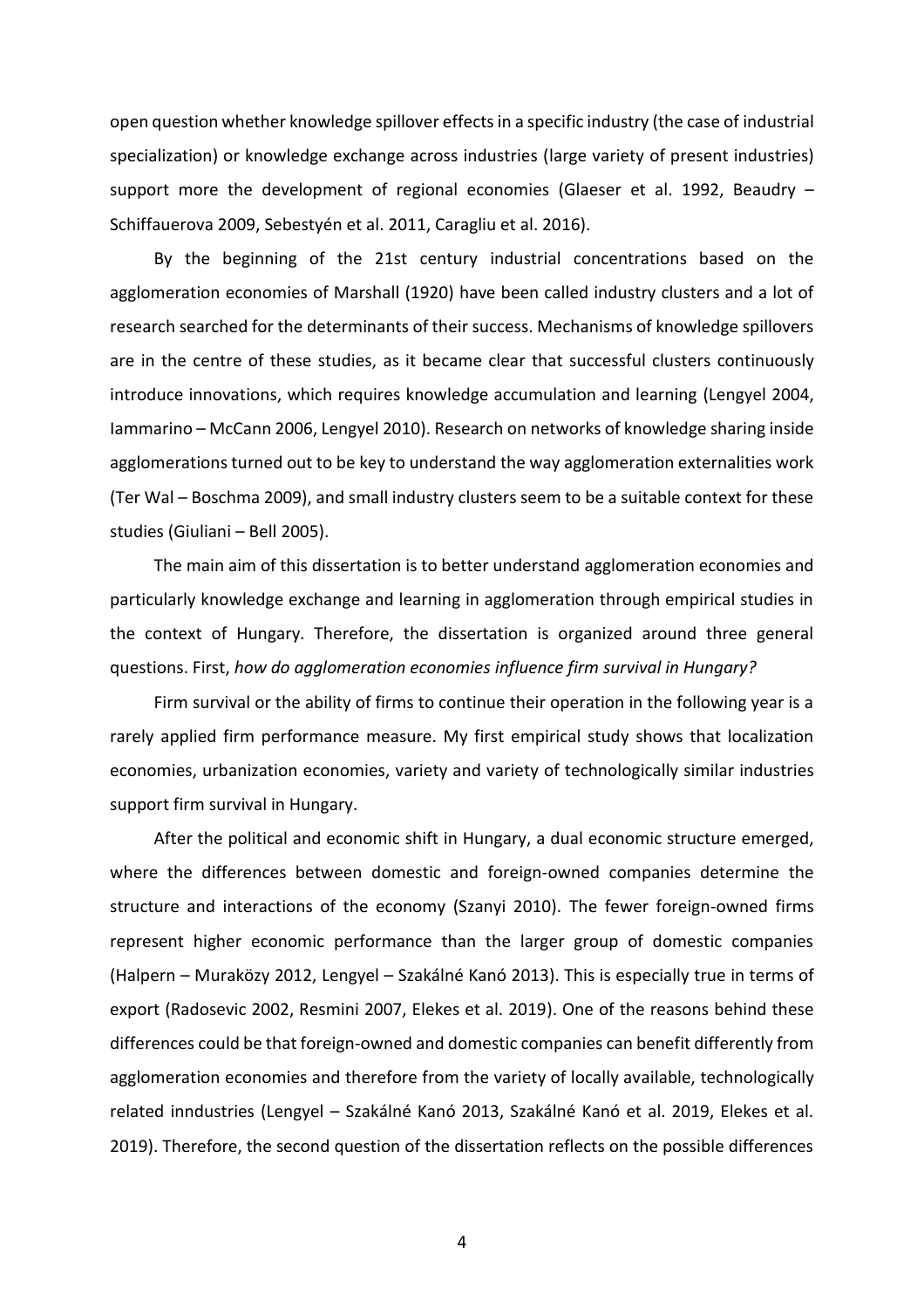open question whether knowledge spillover effects in a specific industry (the case of industrial specialization) or knowledge exchange across industries (large variety of present industries) support more the development of regional economies (Glaeser et al. 1992, Beaudry – Schiffauerova 2009, Sebestyén et al. 2011, Caragliu et al. 2016).

By the beginning of the 21st century industrial concentrations based on the agglomeration economies of Marshall (1920) have been called industry clusters and a lot of research searched for the determinants of their success. Mechanisms of knowledge spillovers are in the centre of these studies, as it became clear that successful clusters continuously introduce innovations, which requires knowledge accumulation and learning (Lengyel 2004, Iammarino – McCann 2006, Lengyel 2010). Research on networks of knowledge sharing inside agglomerations turned out to be key to understand the way agglomeration externalities work (Ter Wal – Boschma 2009), and small industry clusters seem to be a suitable context for these studies (Giuliani – Bell 2005).

The main aim of this dissertation is to better understand agglomeration economies and particularly knowledge exchange and learning in agglomeration through empirical studies in the context of Hungary. Therefore, the dissertation is organized around three general questions. First, *how do agglomeration economies influence firm survival in Hungary?*

Firm survival or the ability of firms to continue their operation in the following year is a rarely applied firm performance measure. My first empirical study shows that localization economies, urbanization economies, variety and variety of technologically similar industries support firm survival in Hungary.

After the political and economic shift in Hungary, a dual economic structure emerged, where the differences between domestic and foreign-owned companies determine the structure and interactions of the economy (Szanyi 2010). The fewer foreign-owned firms represent higher economic performance than the larger group of domestic companies (Halpern – Muraközy 2012, Lengyel – Szakálné Kanó 2013). This is especially true in terms of export (Radosevic 2002, Resmini 2007, Elekes et al. 2019). One of the reasons behind these differences could be that foreign-owned and domestic companies can benefit differently from agglomeration economies and therefore from the variety of locally available, technologically related inndustries (Lengyel – Szakálné Kanó 2013, Szakálné Kanó et al. 2019, Elekes et al. 2019). Therefore, the second question of the dissertation reflects on the possible differences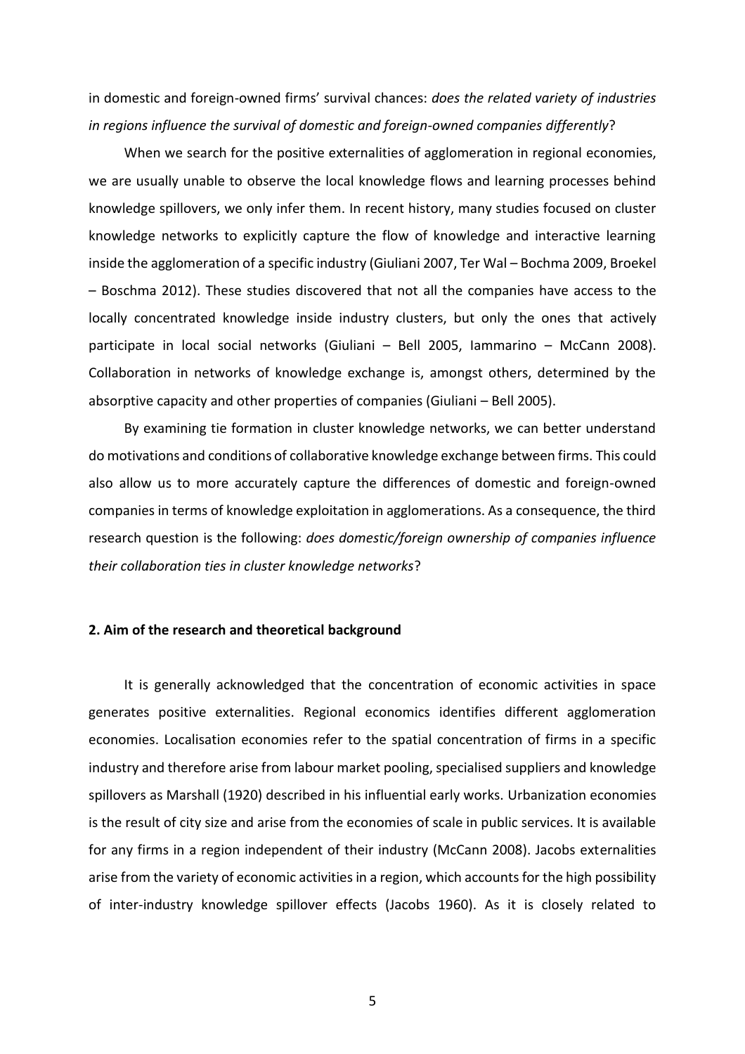in domestic and foreign-owned firms' survival chances: *does the related variety of industries in regions influence the survival of domestic and foreign-owned companies differently*?

When we search for the positive externalities of agglomeration in regional economies, we are usually unable to observe the local knowledge flows and learning processes behind knowledge spillovers, we only infer them. In recent history, many studies focused on cluster knowledge networks to explicitly capture the flow of knowledge and interactive learning inside the agglomeration of a specific industry (Giuliani 2007, Ter Wal – Bochma 2009, Broekel – Boschma 2012). These studies discovered that not all the companies have access to the locally concentrated knowledge inside industry clusters, but only the ones that actively participate in local social networks (Giuliani – Bell 2005, Iammarino – McCann 2008). Collaboration in networks of knowledge exchange is, amongst others, determined by the absorptive capacity and other properties of companies (Giuliani – Bell 2005).

By examining tie formation in cluster knowledge networks, we can better understand do motivations and conditions of collaborative knowledge exchange between firms. This could also allow us to more accurately capture the differences of domestic and foreign-owned companies in terms of knowledge exploitation in agglomerations. As a consequence, the third research question is the following: *does domestic/foreign ownership of companies influence their collaboration ties in cluster knowledge networks*?

## 2. Aim of the research and theoretical background

It is generally acknowledged that the concentration of economic activities in space generates positive externalities. Regional economics identifies different agglomeration economies. Localisation economies refer to the spatial concentration of firms in a specific industry and therefore arise from labour market pooling, specialised suppliers and knowledge spillovers as Marshall (1920) described in his influential early works. Urbanization economies is the result of city size and arise from the economies of scale in public services. It is available for any firms in a region independent of their industry (McCann 2008). Jacobs externalities arise from the variety of economic activities in a region, which accounts for the high possibility of inter-industry knowledge spillover effects (Jacobs 1960). As it is closely related to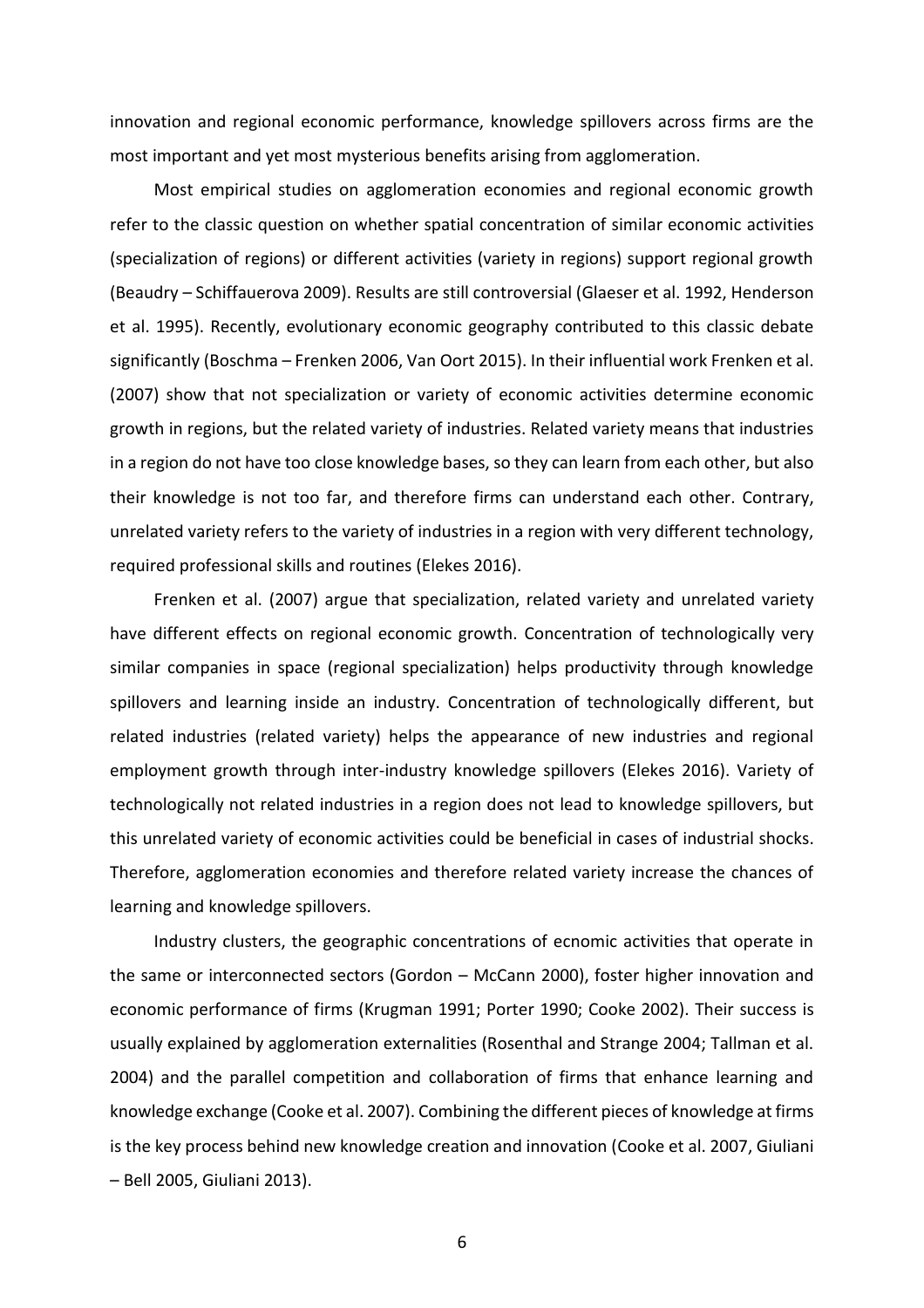innovation and regional economic performance, knowledge spillovers across firms are the most important and yet most mysterious benefits arising from agglomeration.

Most empirical studies on agglomeration economies and regional economic growth refer to the classic question on whether spatial concentration of similar economic activities (specialization of regions) or different activities (variety in regions) support regional growth (Beaudry – Schiffauerova 2009). Results are still controversial (Glaeser et al. 1992, Henderson et al. 1995). Recently, evolutionary economic geography contributed to this classic debate significantly (Boschma – Frenken 2006, Van Oort 2015). In their influential work Frenken et al. (2007) show that not specialization or variety of economic activities determine economic growth in regions, but the related variety of industries. Related variety means that industries in a region do not have too close knowledge bases, so they can learn from each other, but also their knowledge is not too far, and therefore firms can understand each other. Contrary, unrelated variety refers to the variety of industries in a region with very different technology, required professional skills and routines (Elekes 2016).

Frenken et al. (2007) argue that specialization, related variety and unrelated variety have different effects on regional economic growth. Concentration of technologically very similar companies in space (regional specialization) helps productivity through knowledge spillovers and learning inside an industry. Concentration of technologically different, but related industries (related variety) helps the appearance of new industries and regional employment growth through inter-industry knowledge spillovers (Elekes 2016). Variety of technologically not related industries in a region does not lead to knowledge spillovers, but this unrelated variety of economic activities could be beneficial in cases of industrial shocks. Therefore, agglomeration economies and therefore related variety increase the chances of learning and knowledge spillovers.

Industry clusters, the geographic concentrations of ecnomic activities that operate in the same or interconnected sectors (Gordon – McCann 2000), foster higher innovation and economic performance of firms (Krugman 1991; Porter 1990; Cooke 2002). Their success is usually explained by agglomeration externalities (Rosenthal and Strange 2004; Tallman et al. 2004) and the parallel competition and collaboration of firms that enhance learning and knowledge exchange (Cooke et al. 2007). Combining the different pieces of knowledge at firms is the key process behind new knowledge creation and innovation (Cooke et al. 2007, Giuliani – Bell 2005, Giuliani 2013).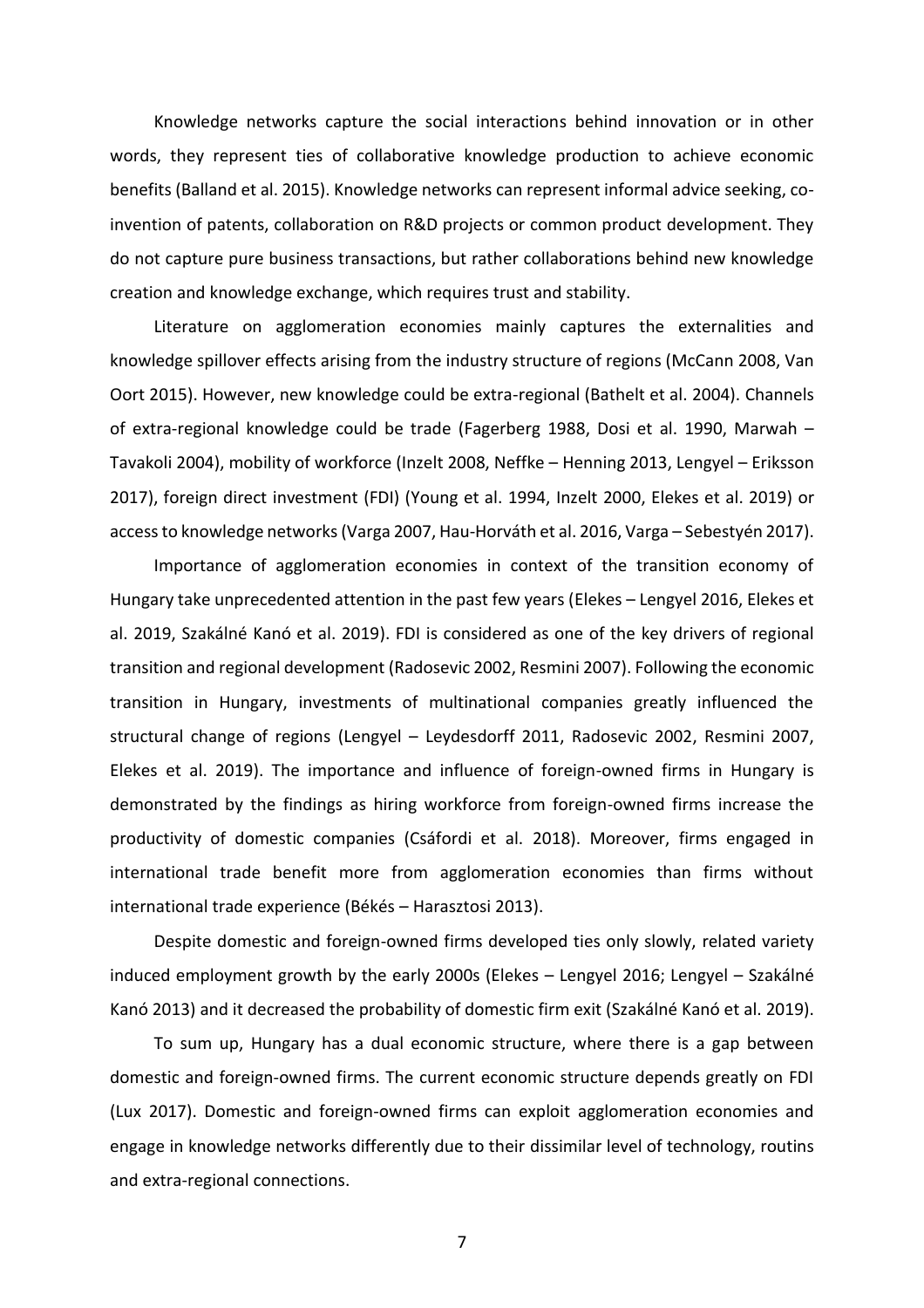Knowledge networks capture the social interactions behind innovation or in other words, they represent ties of collaborative knowledge production to achieve economic benefits (Balland et al. 2015). Knowledge networks can represent informal advice seeking, co-invention of patents, collaboration on R&D projects or common product development. They do not capture pure business transactions, but rather collaborations behind new knowledge creation and knowledge exchange, which requires trust and stability.

Literature on agglomeration economies mainly captures the externalities and knowledge spillover effects arising from the industry structure of regions (McCann 2008, Van Oort 2015). However, new knowledge could be extra-regional (Bathelt et al. 2004). Channels of extra-regional knowledge could be trade (Fagerberg 1988, Dosi et al. 1990, Marwah – Tavakoli 2004), mobility of workforce (Inzelt 2008, Neffke – Henning 2013, Lengyel – Eriksson 2017), foreign direct investment (FDI) (Young et al. 1994, Inzelt 2000, Elekes et al. 2019) or access to knowledge networks (Varga 2007, Hau-Horváth et al. 2016, Varga – Sebestyén 2017).

Importance of agglomeration economies in context of the transition economy of Hungary take unprecedented attention in the past few years (Elekes – Lengyel 2016, Elekes et al. 2019, Szakálné Kanó et al. 2019). FDI is considered as one of the key drivers of regional transition and regional development (Radosevic 2002, Resmini 2007). Following the economic transition in Hungary, investments of multinational companies greatly influenced the structural change of regions (Lengyel – Leydesdorff 2011, Radosevic 2002, Resmini 2007, Elekes et al. 2019). The importance and influence of foreign-owned firms in Hungary is demonstrated by the findings as hiring workforce from foreign-owned firms increase the productivity of domestic companies (Csáfordi et al. 2018). Moreover, firms engaged in international trade benefit more from agglomeration economies than firms without international trade experience (Békés – Harasztosi 2013).

Despite domestic and foreign-owned firms developed ties only slowly, related variety induced employment growth by the early 2000s (Elekes – Lengyel 2016; Lengyel – Szakálné Kanó 2013) and it decreased the probability of domestic firm exit (Szakálné Kanó et al. 2019).

To sum up, Hungary has a dual economic structure, where there is a gap between domestic and foreign-owned firms. The current economic structure depends greatly on FDI (Lux 2017). Domestic and foreign-owned firms can exploit agglomeration economies and engage in knowledge networks differently due to their dissimilar level of technology, routins and extra-regional connections.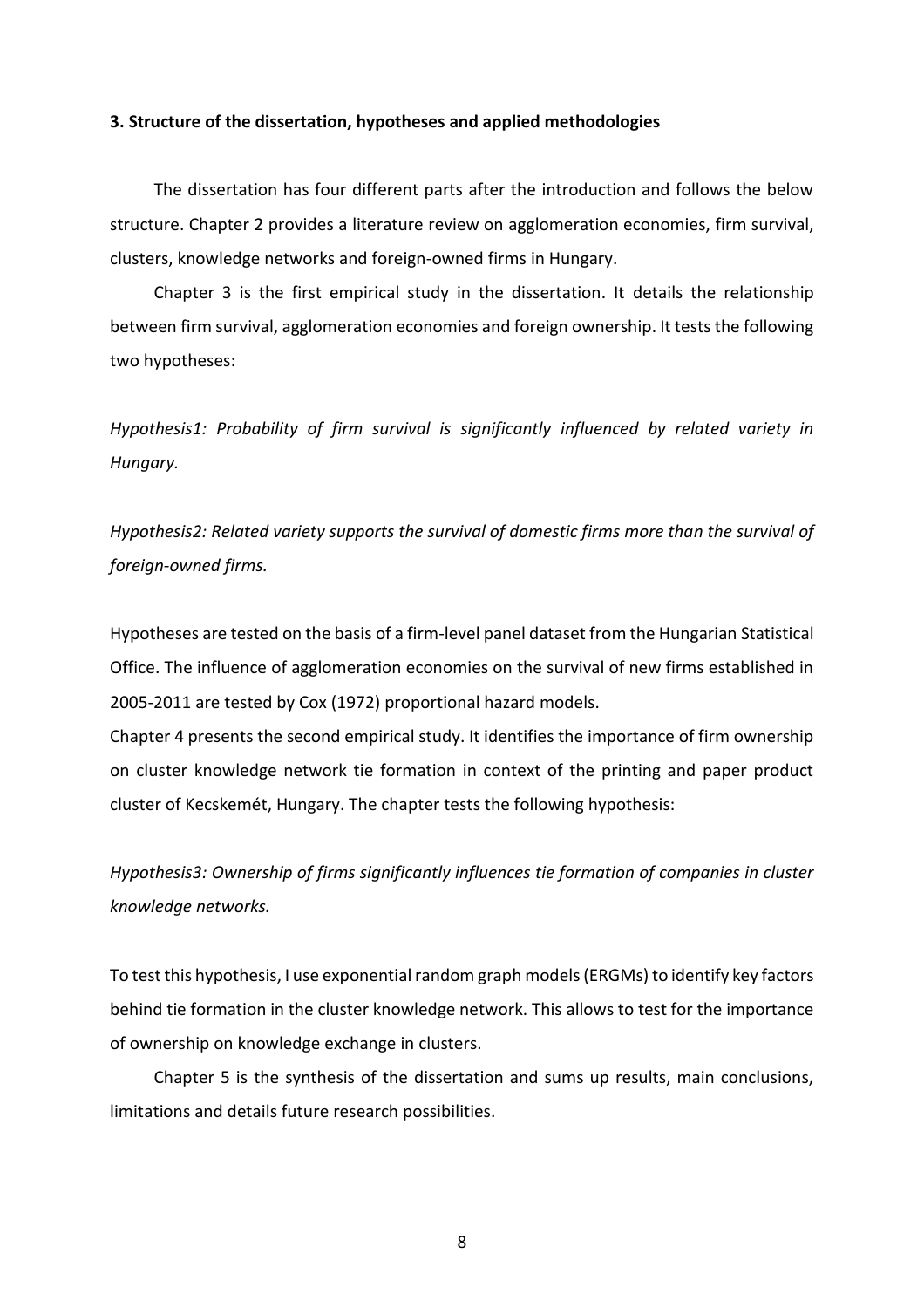### 3. Structure of the dissertation, hypotheses and applied methodologies

The dissertation has four different parts after the introduction and follows the below structure. Chapter 2 provides a literature review on agglomeration economies, firm survival, clusters, knowledge networks and foreign-owned firms in Hungary.

Chapter 3 is the first empirical study in the dissertation. It details the relationship between firm survival, agglomeration economies and foreign ownership. It tests the following two hypotheses:

*Hypothesis1: Probability of firm survival is significantly influenced by related variety in Hungary.*

*Hypothesis2: Related variety supports the survival of domestic firms more than the survival of foreign-owned firms.*

Hypotheses are tested on the basis of a firm-level panel dataset from the Hungarian Statistical Office. The influence of agglomeration economies on the survival of new firms established in 2005-2011 are tested by Cox (1972) proportional hazard models.

Chapter 4 presents the second empirical study. It identifies the importance of firm ownership on cluster knowledge network tie formation in context of the printing and paper product cluster of Kecskemét, Hungary. The chapter tests the following hypothesis:

*Hypothesis3: Ownership of firms significantly influences tie formation of companies in cluster knowledge networks.*

To test this hypothesis, I use exponential random graph models (ERGMs) to identify key factors behind tie formation in the cluster knowledge network. This allows to test for the importance of ownership on knowledge exchange in clusters.

Chapter 5 is the synthesis of the dissertation and sums up results, main conclusions, limitations and details future research possibilities.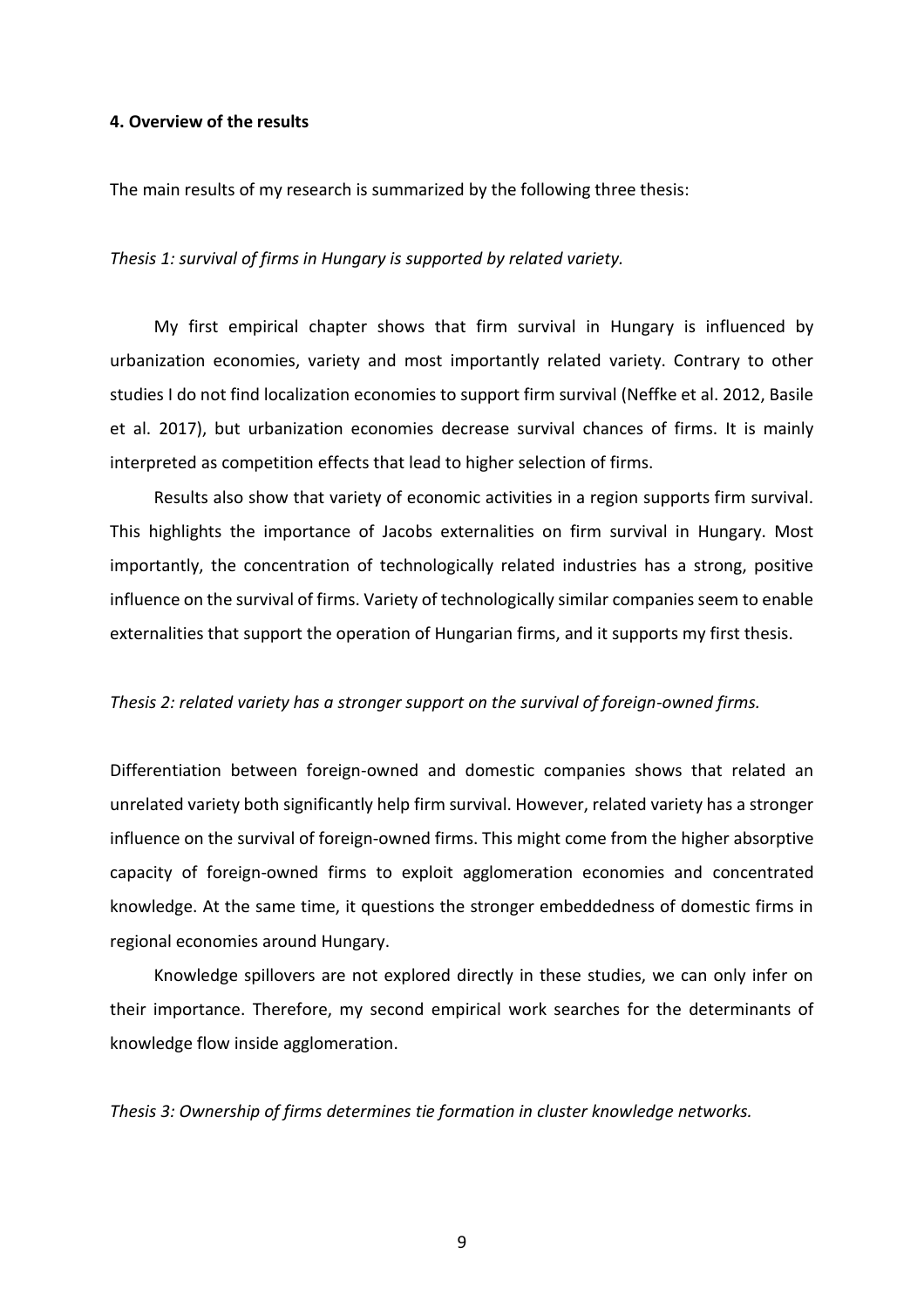#### 4. Overview of the results

The main results of my research is summarized by the following three thesis:

*Thesis 1: survival of firms in Hungary is supported by related variety.*

My first empirical chapter shows that firm survival in Hungary is influenced by urbanization economies, variety and most importantly related variety. Contrary to other studies I do not find localization economies to support firm survival (Neffke et al. 2012, Basile et al. 2017), but urbanization economies decrease survival chances of firms. It is mainly interpreted as competition effects that lead to higher selection of firms.

Results also show that variety of economic activities in a region supports firm survival. This highlights the importance of Jacobs externalities on firm survival in Hungary. Most importantly, the concentration of technologically related industries has a strong, positive influence on the survival of firms. Variety of technologically similar companies seem to enable externalities that support the operation of Hungarian firms, and it supports my first thesis.

*Thesis 2: related variety has a stronger support on the survival of foreign-owned firms.*

Differentiation between foreign-owned and domestic companies shows that related an unrelated variety both significantly help firm survival. However, related variety has a stronger influence on the survival of foreign-owned firms. This might come from the higher absorptive capacity of foreign-owned firms to exploit agglomeration economies and concentrated knowledge. At the same time, it questions the stronger embeddedness of domestic firms in regional economies around Hungary.

Knowledge spillovers are not explored directly in these studies, we can only infer on their importance. Therefore, my second empirical work searches for the determinants of knowledge flow inside agglomeration.

*Thesis 3: Ownership of firms determines tie formation in cluster knowledge networks.*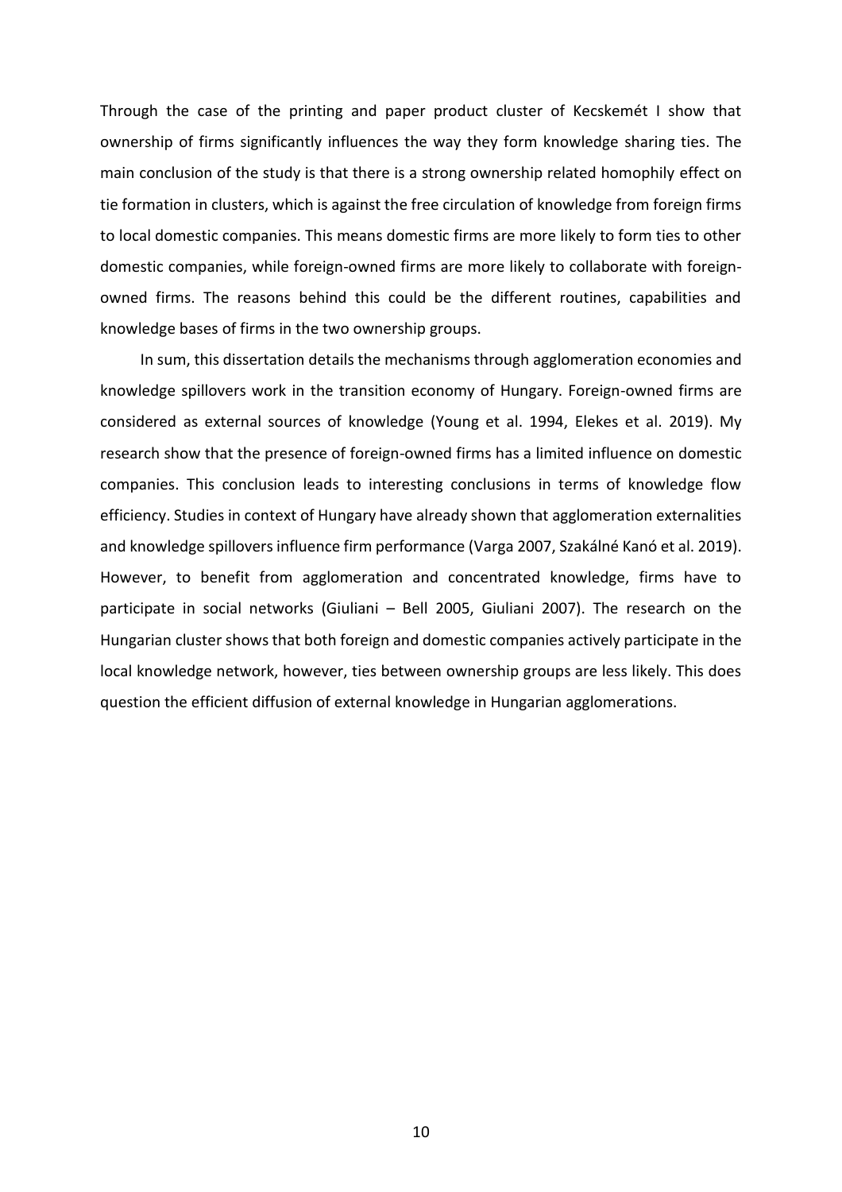Through the case of the printing and paper product cluster of Kecskemét I show that ownership of firms significantly influences the way they form knowledge sharing ties. The main conclusion of the study is that there is a strong ownership related homophily effect on tie formation in clusters, which is against the free circulation of knowledge from foreign firms to local domestic companies. This means domestic firms are more likely to form ties to other domestic companies, while foreign-owned firms are more likely to collaborate with foreign-owned firms. The reasons behind this could be the different routines, capabilities and knowledge bases of firms in the two ownership groups.

In sum, this dissertation details the mechanisms through agglomeration economies and knowledge spillovers work in the transition economy of Hungary. Foreign-owned firms are considered as external sources of knowledge (Young et al. 1994, Elekes et al. 2019). My research show that the presence of foreign-owned firms has a limited influence on domestic companies. This conclusion leads to interesting conclusions in terms of knowledge flow efficiency. Studies in context of Hungary have already shown that agglomeration externalities and knowledge spillovers influence firm performance (Varga 2007, Szakálné Kanó et al. 2019). However, to benefit from agglomeration and concentrated knowledge, firms have to participate in social networks (Giuliani – Bell 2005, Giuliani 2007). The research on the Hungarian cluster shows that both foreign and domestic companies actively participate in the local knowledge network, however, ties between ownership groups are less likely. This does question the efficient diffusion of external knowledge in Hungarian agglomerations.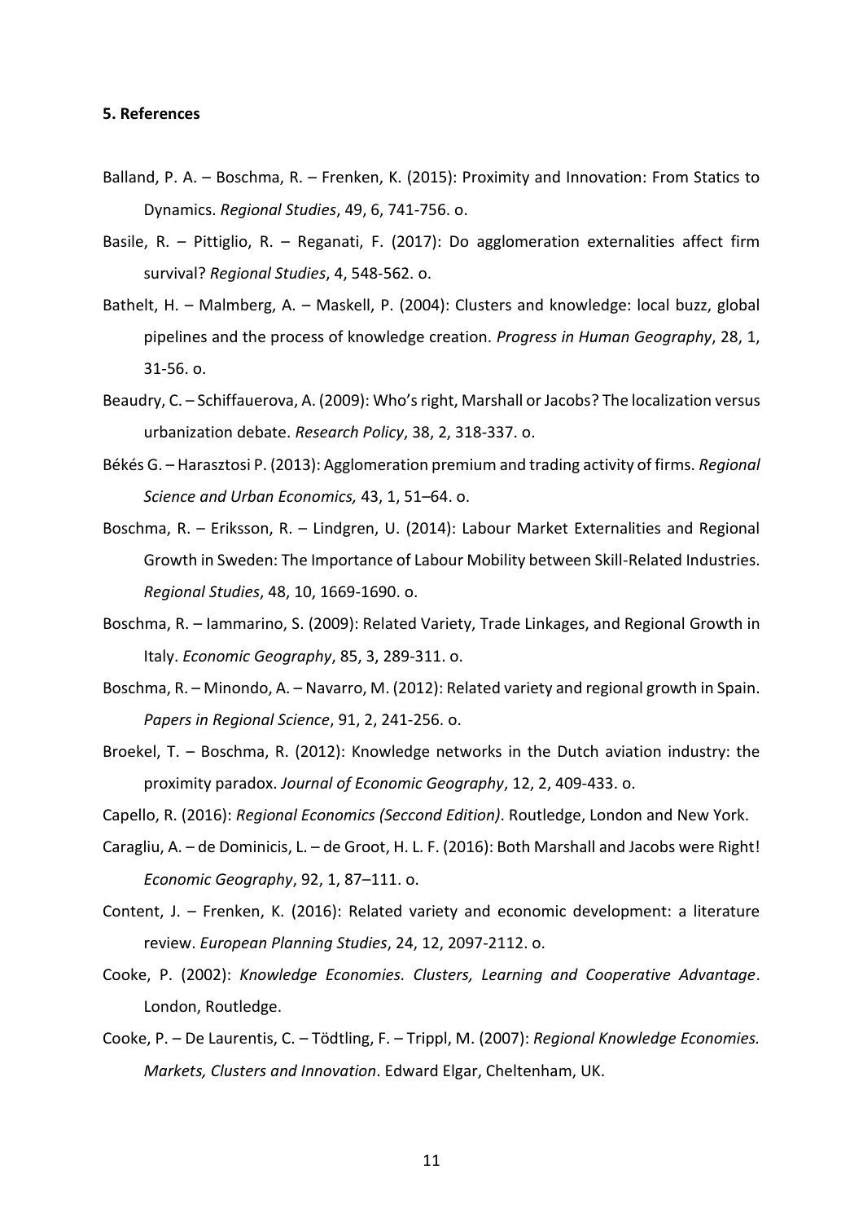**5. References**

Balland, P. A. – Boschma, R. – Frenken, K. (2015): Proximity and Innovation: From Statics to Dynamics. *Regional Studies*, 49, 6, 741-756. o.

Basile, R. – Pittiglio, R. – Reganati, F. (2017): Do agglomeration externalities affect firm survival? *Regional Studies*, 4, 548-562. o.

Bathelt, H. – Malmberg, A. – Maskell, P. (2004): Clusters and knowledge: local buzz, global pipelines and the process of knowledge creation. *Progress in Human Geography*, 28, 1, 31-56. o.

Beaudry, C. – Schiffauerova, A. (2009): Who's right, Marshall or Jacobs? The localization versus urbanization debate. *Research Policy*, 38, 2, 318-337. o.

Békés G. – Harasztosi P. (2013): Agglomeration premium and trading activity of firms. *Regional Science and Urban Economics,* 43, 1, 51–64. o.

Boschma, R. – Eriksson, R. – Lindgren, U. (2014): Labour Market Externalities and Regional Growth in Sweden: The Importance of Labour Mobility between Skill-Related Industries. *Regional Studies*, 48, 10, 1669-1690. o.

Boschma, R. – Iammarino, S. (2009): Related Variety, Trade Linkages, and Regional Growth in Italy. *Economic Geography*, 85, 3, 289-311. o.

Boschma, R. – Minondo, A. – Navarro, M. (2012): Related variety and regional growth in Spain. *Papers in Regional Science*, 91, 2, 241-256. o.

Broekel, T. – Boschma, R. (2012): Knowledge networks in the Dutch aviation industry: the proximity paradox. *Journal of Economic Geography*, 12, 2, 409-433. o.

Capello, R. (2016): *Regional Economics (Seccond Edition)*. Routledge, London and New York.

Caragliu, A. – de Dominicis, L. – de Groot, H. L. F. (2016): Both Marshall and Jacobs were Right! *Economic Geography*, 92, 1, 87–111. o.

Content, J. – Frenken, K. (2016): Related variety and economic development: a literature review. *European Planning Studies*, 24, 12, 2097-2112. o.

Cooke, P. (2002): *Knowledge Economies. Clusters, Learning and Cooperative Advantage*. London, Routledge.

Cooke, P. – De Laurentis, C. – Tödtling, F. – Trippl, M. (2007): *Regional Knowledge Economies. Markets, Clusters and Innovation*. Edward Elgar, Cheltenham, UK.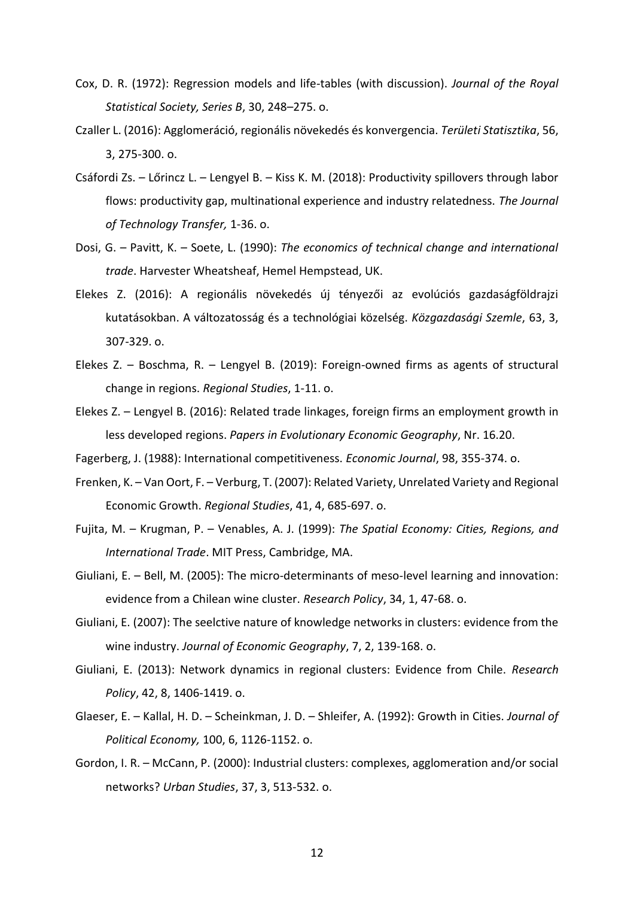Cox, D. R. (1972): Regression models and life-tables (with discussion). *Journal of the Royal Statistical Society, Series B*, 30, 248–275. o.

Czaller L. (2016): Agglomeráció, regionális növekedés és konvergencia. *Területi Statisztika*, 56, 3, 275-300. o.

Csáfordi Zs. – Lőrincz L. – Lengyel B. – Kiss K. M. (2018): Productivity spillovers through labor flows: productivity gap, multinational experience and industry relatedness. *The Journal of Technology Transfer,* 1-36. o.

Dosi, G. – Pavitt, K. – Soete, L. (1990): *The economics of technical change and international trade*. Harvester Wheatsheaf, Hemel Hempstead, UK.

Elekes Z. (2016): A regionális növekedés új tényezői az evolúciós gazdaságföldrajzi kutatásokban. A változatosság és a technológiai közelség. *Közgazdasági Szemle*, 63, 3, 307-329. o.

Elekes Z. – Boschma, R. – Lengyel B. (2019): Foreign-owned firms as agents of structural change in regions. *Regional Studies*, 1-11. o.

Elekes Z. – Lengyel B. (2016): Related trade linkages, foreign firms an employment growth in less developed regions. *Papers in Evolutionary Economic Geography*, Nr. 16.20.

Fagerberg, J. (1988): International competitiveness. *Economic Journal*, 98, 355-374. o.

Frenken, K. – Van Oort, F. – Verburg, T. (2007): Related Variety, Unrelated Variety and Regional Economic Growth. *Regional Studies*, 41, 4, 685-697. o.

Fujita, M. – Krugman, P. – Venables, A. J. (1999): *The Spatial Economy: Cities, Regions, and International Trade*. MIT Press, Cambridge, MA.

Giuliani, E. – Bell, M. (2005): The micro-determinants of meso-level learning and innovation: evidence from a Chilean wine cluster. *Research Policy*, 34, 1, 47-68. o.

Giuliani, E. (2007): The seelctive nature of knowledge networks in clusters: evidence from the wine industry. *Journal of Economic Geography*, 7, 2, 139-168. o.

Giuliani, E. (2013): Network dynamics in regional clusters: Evidence from Chile. *Research Policy*, 42, 8, 1406-1419. o.

Glaeser, E. – Kallal, H. D. – Scheinkman, J. D. – Shleifer, A. (1992): Growth in Cities. *Journal of Political Economy,* 100, 6, 1126-1152. o.

Gordon, I. R. – McCann, P. (2000): Industrial clusters: complexes, agglomeration and/or social networks? *Urban Studies*, 37, 3, 513-532. o.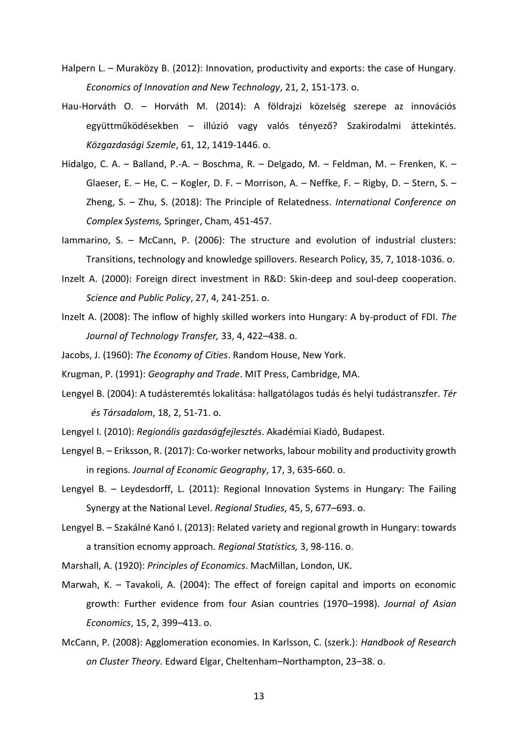Halpern L. – Muraközy B. (2012): Innovation, productivity and exports: the case of Hungary. *Economics of Innovation and New Technology*, 21, 2, 151-173. o.

Hau-Horváth O. – Horváth M. (2014): A földrajzi közelség szerepe az innovációs együttműködésekben – illúzió vagy valós tényező? Szakirodalmi áttekintés. *Közgazdasági Szemle*, 61, 12, 1419-1446. o.

Hidalgo, C. A. – Balland, P.-A. – Boschma, R. – Delgado, M. – Feldman, M. – Frenken, K. – Glaeser, E. – He, C. – Kogler, D. F. – Morrison, A. – Neffke, F. – Rigby, D. – Stern, S. – Zheng, S. – Zhu, S. (2018): The Principle of Relatedness. *International Conference on Complex Systems,* Springer, Cham, 451-457.

Iammarino, S. – McCann, P. (2006): The structure and evolution of industrial clusters: Transitions, technology and knowledge spillovers. Research Policy, 35, 7, 1018-1036. o.

Inzelt A. (2000): Foreign direct investment in R&D: Skin-deep and soul-deep cooperation. *Science and Public Policy*, 27, 4, 241-251. o.

Inzelt A. (2008): The inflow of highly skilled workers into Hungary: A by-product of FDI. *The Journal of Technology Transfer,* 33, 4, 422–438. o.

Jacobs, J. (1960): *The Economy of Cities*. Random House, New York.

Krugman, P. (1991): *Geography and Trade*. MIT Press, Cambridge, MA.

Lengyel B. (2004): A tudásteremtés lokalitása: hallgatólagos tudás és helyi tudástranszfer. *Tér és Társadalom*, 18, 2, 51-71. o.

Lengyel I. (2010): *Regionális gazdaságfejlesztés*. Akadémiai Kiadó, Budapest.

Lengyel B. – Eriksson, R. (2017): Co-worker networks, labour mobility and productivity growth in regions. *Journal of Economic Geography*, 17, 3, 635-660. o.

Lengyel B. – Leydesdorff, L. (2011): Regional Innovation Systems in Hungary: The Failing Synergy at the National Level. *Regional Studies*, 45, 5, 677–693. o.

Lengyel B. – Szakálné Kanó I. (2013): Related variety and regional growth in Hungary: towards a transition ecnomy approach. *Regional Statistics,* 3, 98-116. o.

Marshall, A. (1920): *Principles of Economics*. MacMillan, London, UK.

Marwah, K. – Tavakoli, A. (2004): The effect of foreign capital and imports on economic growth: Further evidence from four Asian countries (1970–1998). *Journal of Asian Economics*, 15, 2, 399–413. o.

McCann, P. (2008): Agglomeration economies. In Karlsson, C. (szerk.): *Handbook of Research on Cluster Theory*. Edward Elgar, Cheltenham–Northampton, 23–38. o.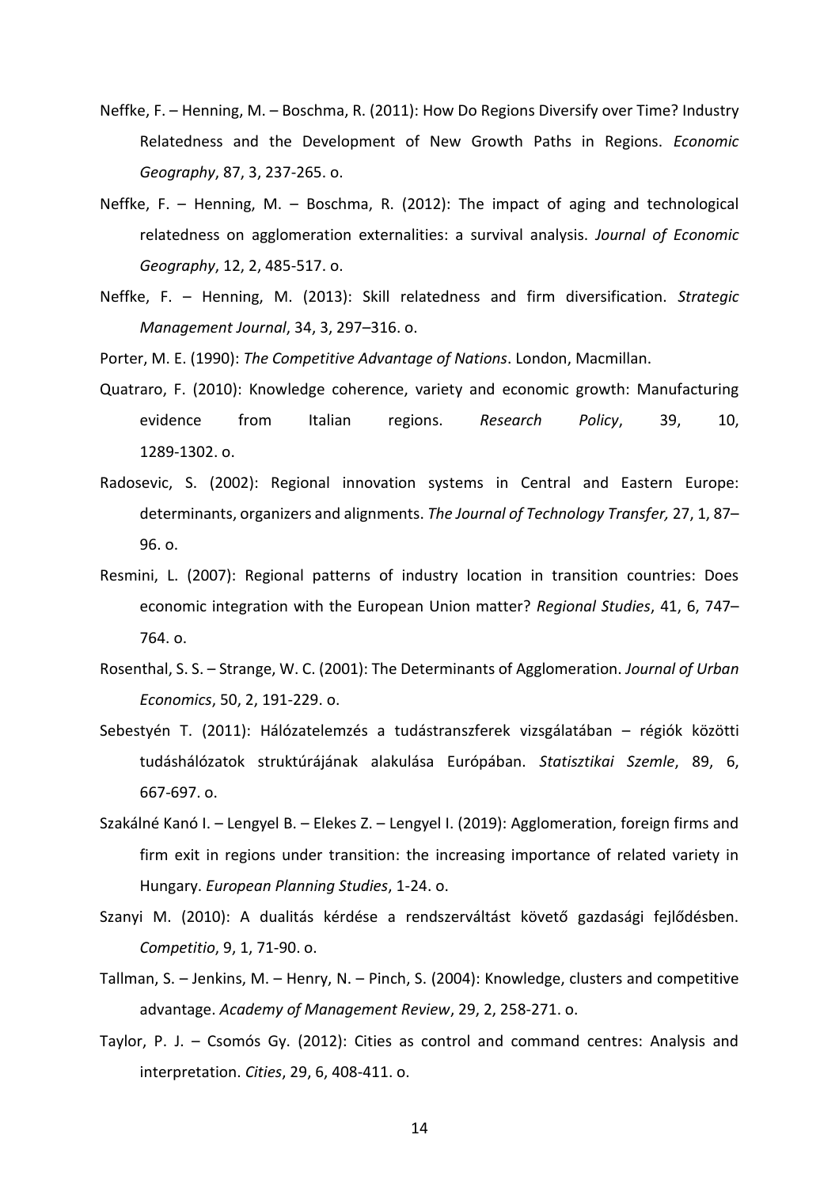Neffke, F. – Henning, M. – Boschma, R. (2011): How Do Regions Diversify over Time? Industry Relatedness and the Development of New Growth Paths in Regions. *Economic Geography*, 87, 3, 237-265. o.

Neffke, F. – Henning, M. – Boschma, R. (2012): The impact of aging and technological relatedness on agglomeration externalities: a survival analysis. *Journal of Economic Geography*, 12, 2, 485-517. o.

Neffke, F. – Henning, M. (2013): Skill relatedness and firm diversification. *Strategic Management Journal*, 34, 3, 297–316. o.

Porter, M. E. (1990): *The Competitive Advantage of Nations*. London, Macmillan.

Quatraro, F. (2010): Knowledge coherence, variety and economic growth: Manufacturing evidence from Italian regions. *Research Policy*, 39, 10, 1289-1302. o.

Radosevic, S. (2002): Regional innovation systems in Central and Eastern Europe: determinants, organizers and alignments. *The Journal of Technology Transfer,* 27, 1, 87–96. o.

Resmini, L. (2007): Regional patterns of industry location in transition countries: Does economic integration with the European Union matter? *Regional Studies*, 41, 6, 747–764. o.

Rosenthal, S. S. – Strange, W. C. (2001): The Determinants of Agglomeration. *Journal of Urban Economics*, 50, 2, 191-229. o.

Sebestyén T. (2011): Hálózatelemzés a tudástranszferek vizsgálatában – régiók közötti tudáshálózatok struktúrájának alakulása Európában. *Statisztikai Szemle*, 89, 6, 667-697. o.

Szakálné Kanó I. – Lengyel B. – Elekes Z. – Lengyel I. (2019): Agglomeration, foreign firms and firm exit in regions under transition: the increasing importance of related variety in Hungary. *European Planning Studies*, 1-24. o.

Szanyi M. (2010): A dualitás kérdése a rendszerváltást követő gazdasági fejlődésben. *Competitio*, 9, 1, 71-90. o.

Tallman, S. – Jenkins, M. – Henry, N. – Pinch, S. (2004): Knowledge, clusters and competitive advantage. *Academy of Management Review*, 29, 2, 258-271. o.

Taylor, P. J. – Csomós Gy. (2012): Cities as control and command centres: Analysis and interpretation. *Cities*, 29, 6, 408-411. o.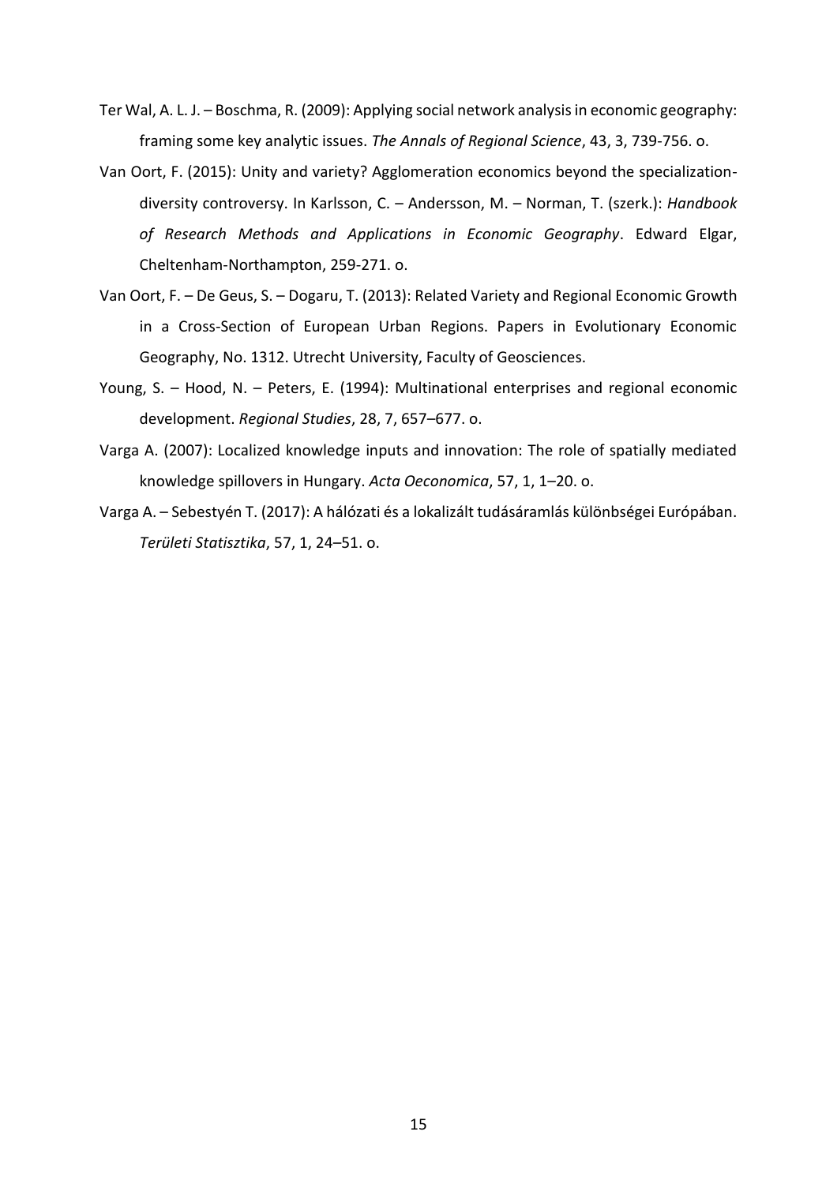Ter Wal, A. L. J. – Boschma, R. (2009): Applying social network analysis in economic geography: framing some key analytic issues. *The Annals of Regional Science*, 43, 3, 739-756. o.

Van Oort, F. (2015): Unity and variety? Agglomeration economics beyond the specialization-diversity controversy. In Karlsson, C. – Andersson, M. – Norman, T. (szerk.): *Handbook of Research Methods and Applications in Economic Geography*. Edward Elgar, Cheltenham-Northampton, 259-271. o.

Van Oort, F. – De Geus, S. – Dogaru, T. (2013): Related Variety and Regional Economic Growth in a Cross-Section of European Urban Regions. Papers in Evolutionary Economic Geography, No. 1312. Utrecht University, Faculty of Geosciences.

Young, S. – Hood, N. – Peters, E. (1994): Multinational enterprises and regional economic development. *Regional Studies*, 28, 7, 657–677. o.

Varga A. (2007): Localized knowledge inputs and innovation: The role of spatially mediated knowledge spillovers in Hungary. *Acta Oeconomica*, 57, 1, 1–20. o.

Varga A. – Sebestyén T. (2017): A hálózati és a lokalizált tudásáramlás különbségei Európában. *Területi Statisztika*, 57, 1, 24–51. o.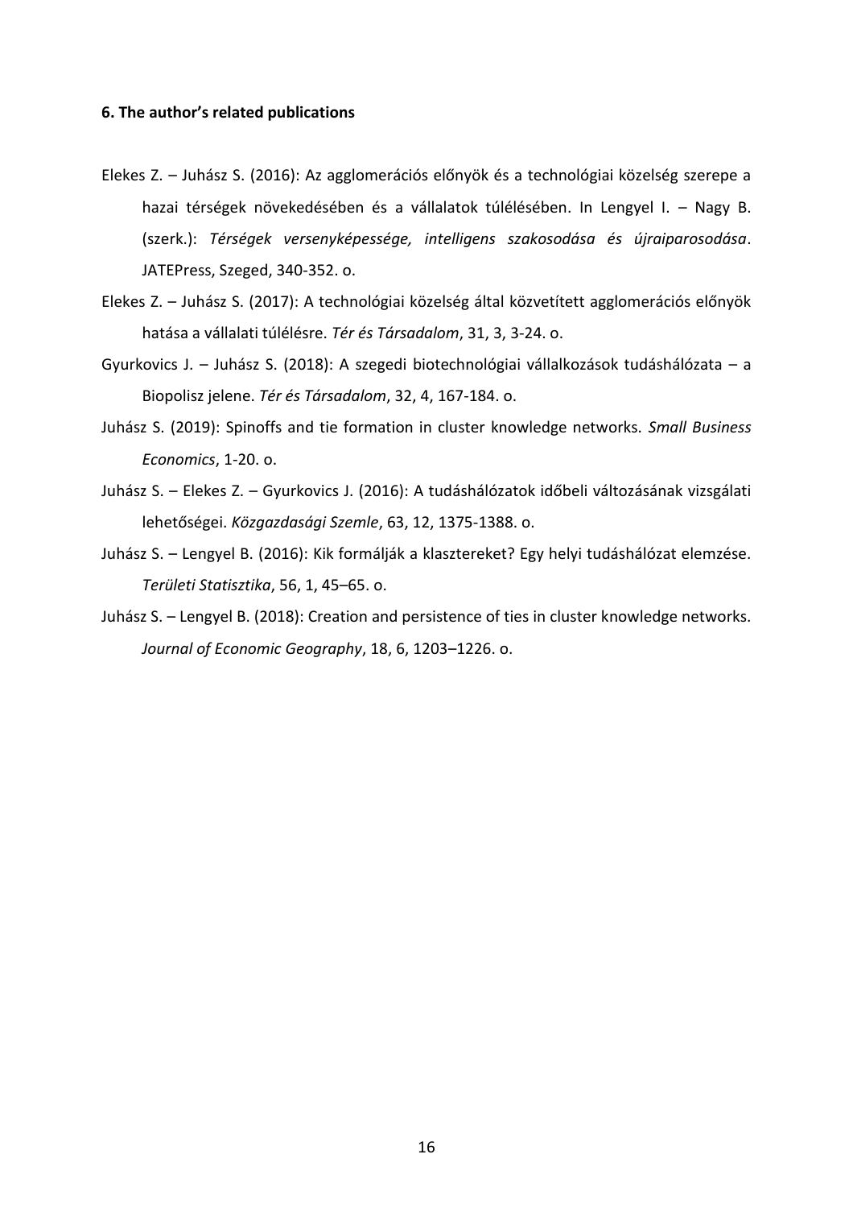#### 6. The author's related publications

Elekes Z. – Juhász S. (2016): Az agglomerációs előnyök és a technológiai közelség szerepe a hazai térségek növekedésében és a vállalatok túlélésében. In Lengyel I. – Nagy B. (szerk.): *Térségek versenyképessége, intelligens szakosodása és újraiparosodása*. JATEPress, Szeged, 340-352. o.

Elekes Z. – Juhász S. (2017): A technológiai közelség által közvetített agglomerációs előnyök hatása a vállalati túlélésre. *Tér és Társadalom*, 31, 3, 3-24. o.

Gyurkovics J. – Juhász S. (2018): A szegedi biotechnológiai vállalkozások tudáshálózata – a Biopolisz jelene. *Tér és Társadalom*, 32, 4, 167-184. o.

Juhász S. (2019): Spinoffs and tie formation in cluster knowledge networks. *Small Business Economics*, 1-20. o.

Juhász S. – Elekes Z. – Gyurkovics J. (2016): A tudáshálózatok időbeli változásának vizsgálati lehetőségei. *Közgazdasági Szemle*, 63, 12, 1375-1388. o.

Juhász S. – Lengyel B. (2016): Kik formálják a klasztereket? Egy helyi tudáshálózat elemzése. *Területi Statisztika*, 56, 1, 45–65. o.

Juhász S. – Lengyel B. (2018): Creation and persistence of ties in cluster knowledge networks. *Journal of Economic Geography*, 18, 6, 1203–1226. o.